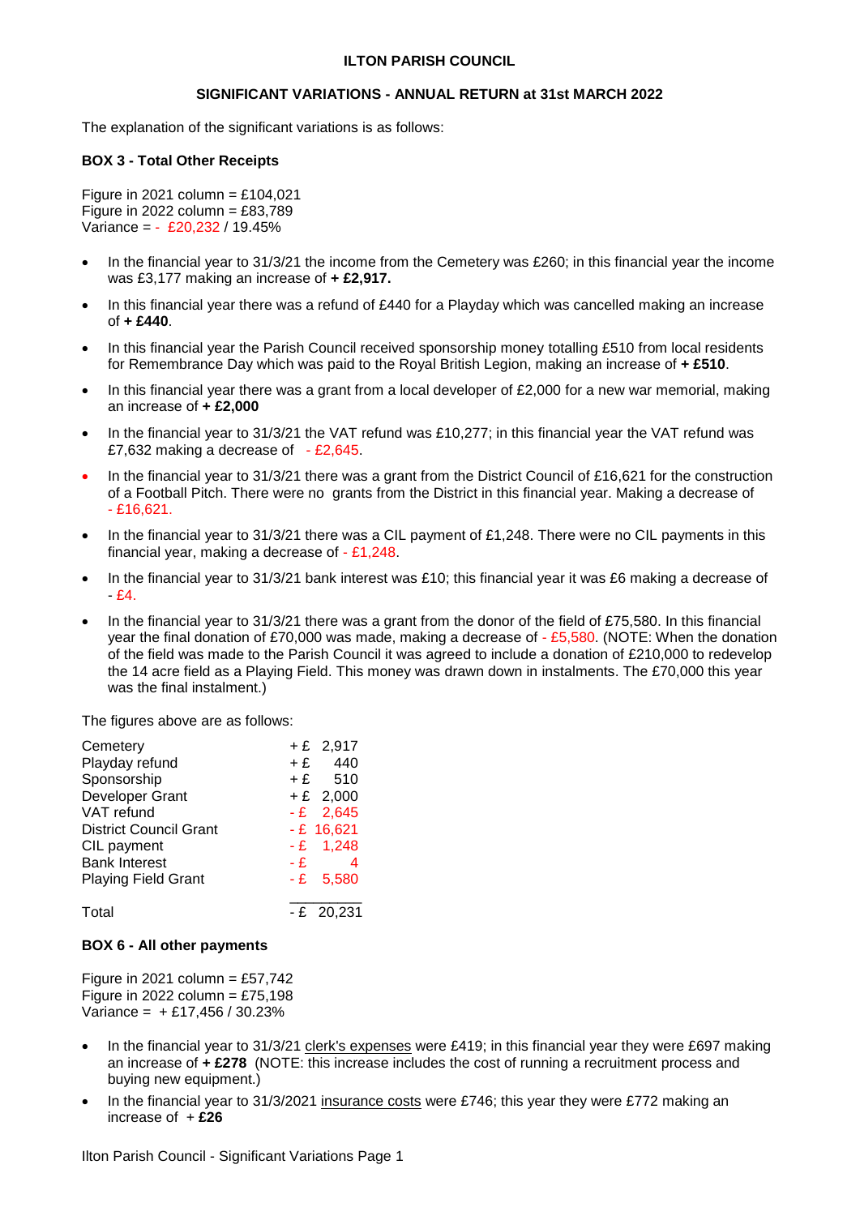**ILTON PARISH COUNCIL**

**SIGNIFICANT VARIATIONS - ANNUAL RETURN at 31st MARCH 2022**

The explanation of the significant variations is as follows:

**BOX 3 - Total Other Receipts**

Figure in 2021 column = £104,021
Figure in 2022 column = £83,789
Variance = - £20,232 / 19.45%

- In the financial year to 31/3/21 the income from the Cemetery was £260; in this financial year the income was £3,177 making an increase of **+ £2,917.**
- In this financial year there was a refund of £440 for a Playday which was cancelled making an increase of **+ £440**.
- In this financial year the Parish Council received sponsorship money totalling £510 from local residents for Remembrance Day which was paid to the Royal British Legion, making an increase of **+ £510**.
- In this financial year there was a grant from a local developer of £2,000 for a new war memorial, making an increase of **+ £2,000**
- In the financial year to 31/3/21 the VAT refund was £10,277; in this financial year the VAT refund was £7,632 making a decrease of - £2,645.
- In the financial year to 31/3/21 there was a grant from the District Council of £16,621 for the construction of a Football Pitch. There were no grants from the District in this financial year. Making a decrease of - £16,621.
- In the financial year to 31/3/21 there was a CIL payment of £1,248. There were no CIL payments in this financial year, making a decrease of - £1,248.
- In the financial year to 31/3/21 bank interest was £10; this financial year it was £6 making a decrease of - £4.
- In the financial year to 31/3/21 there was a grant from the donor of the field of £75,580. In this financial year the final donation of £70,000 was made, making a decrease of - £5,580. (NOTE: When the donation of the field was made to the Parish Council it was agreed to include a donation of £210,000 to redevelop the 14 acre field as a Playing Field. This money was drawn down in instalments. The £70,000 this year was the final instalment.)

The figures above are as follows:

| | |
|---|---|
| Cemetery | + £ 2,917 |
| Playday refund | + £ 440 |
| Sponsorship | + £ 510 |
| Developer Grant | + £ 2,000 |
| VAT refund | - £ 2,645 |
| District Council Grant | - £ 16,621 |
| CIL payment | - £ 1,248 |
| Bank Interest | - £ 4 |
| Playing Field Grant | - £ 5,580 |
| Total | - £ 20,231 |

**BOX 6 - All other payments**

Figure in 2021 column = £57,742
Figure in 2022 column = £75,198
Variance = + £17,456 / 30.23%

- In the financial year to 31/3/21 clerk's expenses were £419; in this financial year they were £697 making an increase of **+ £278** (NOTE: this increase includes the cost of running a recruitment process and buying new equipment.)
- In the financial year to 31/3/2021 insurance costs were £746; this year they were £772 making an increase of + **£26**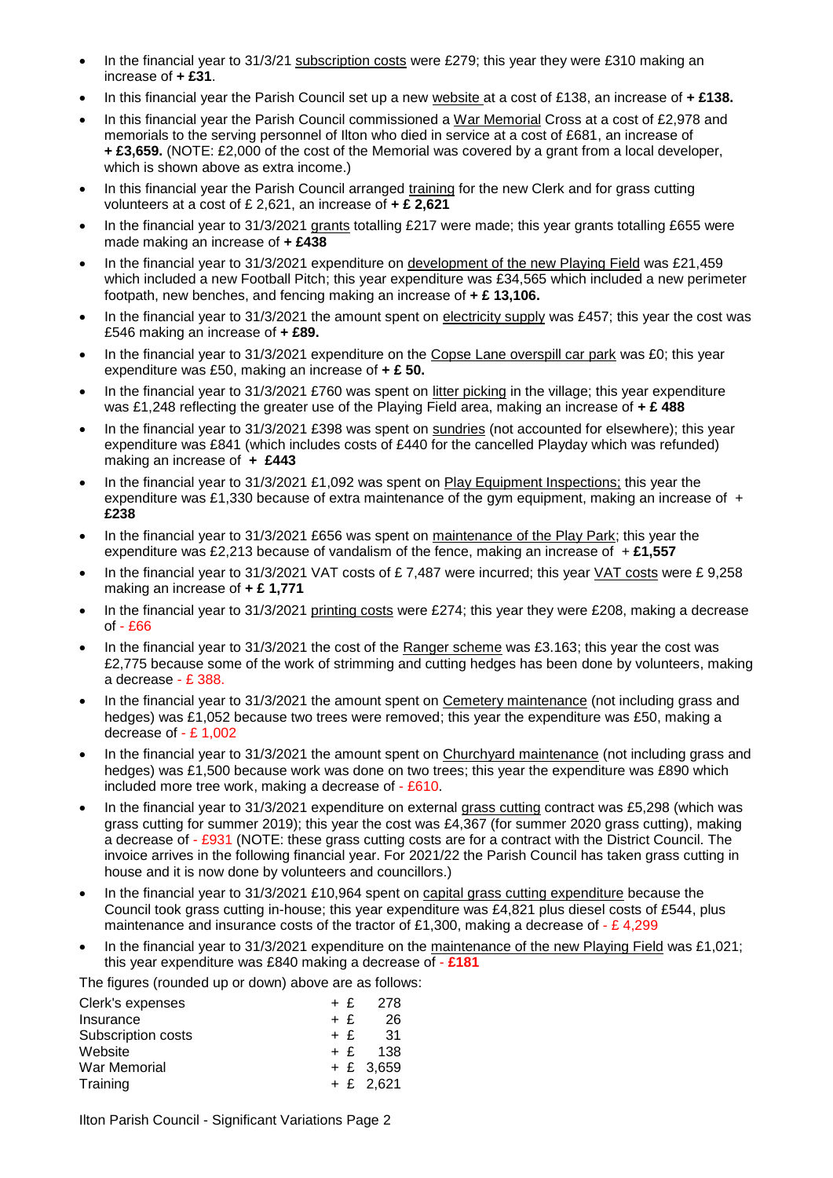- In the financial year to 31/3/21 subscription costs were £279; this year they were £310 making an increase of **+ £31**.
- In this financial year the Parish Council set up a new website at a cost of £138, an increase of **+ £138.**
- In this financial year the Parish Council commissioned a War Memorial Cross at a cost of £2,978 and memorials to the serving personnel of Ilton who died in service at a cost of £681, an increase of **+ £3,659.** (NOTE: £2,000 of the cost of the Memorial was covered by a grant from a local developer, which is shown above as extra income.)
- In this financial year the Parish Council arranged training for the new Clerk and for grass cutting volunteers at a cost of £ 2,621, an increase of **+ £ 2,621**
- In the financial year to 31/3/2021 grants totalling £217 were made; this year grants totalling £655 were made making an increase of **+ £438**
- In the financial year to 31/3/2021 expenditure on development of the new Playing Field was £21,459 which included a new Football Pitch; this year expenditure was £34,565 which included a new perimeter footpath, new benches, and fencing making an increase of **+ £ 13,106.**
- In the financial year to 31/3/2021 the amount spent on electricity supply was £457; this year the cost was £546 making an increase of **+ £89.**
- In the financial year to 31/3/2021 expenditure on the Copse Lane overspill car park was £0; this year expenditure was £50, making an increase of **+ £ 50.**
- In the financial year to 31/3/2021 £760 was spent on litter picking in the village; this year expenditure was £1,248 reflecting the greater use of the Playing Field area, making an increase of **+ £ 488**
- In the financial year to 31/3/2021 £398 was spent on sundries (not accounted for elsewhere); this year expenditure was £841 (which includes costs of £440 for the cancelled Playday which was refunded) making an increase of **+ £443**
- In the financial year to 31/3/2021 £1,092 was spent on Play Equipment Inspections; this year the expenditure was £1,330 because of extra maintenance of the gym equipment, making an increase of + **£238**
- In the financial year to 31/3/2021 £656 was spent on maintenance of the Play Park; this year the expenditure was £2,213 because of vandalism of the fence, making an increase of + **£1,557**
- In the financial year to 31/3/2021 VAT costs of £ 7,487 were incurred; this year VAT costs were £ 9,258 making an increase of **+ £ 1,771**
- In the financial year to 31/3/2021 printing costs were £274; this year they were £208, making a decrease of - £66
- In the financial year to 31/3/2021 the cost of the Ranger scheme was £3.163; this year the cost was £2,775 because some of the work of strimming and cutting hedges has been done by volunteers, making a decrease - £ 388.
- In the financial year to 31/3/2021 the amount spent on Cemetery maintenance (not including grass and hedges) was £1,052 because two trees were removed; this year the expenditure was £50, making a decrease of - £ 1,002
- In the financial year to 31/3/2021 the amount spent on Churchyard maintenance (not including grass and hedges) was £1,500 because work was done on two trees; this year the expenditure was £890 which included more tree work, making a decrease of - £610.
- In the financial year to 31/3/2021 expenditure on external grass cutting contract was £5,298 (which was grass cutting for summer 2019); this year the cost was £4,367 (for summer 2020 grass cutting), making a decrease of - £931 (NOTE: these grass cutting costs are for a contract with the District Council. The invoice arrives in the following financial year. For 2021/22 the Parish Council has taken grass cutting in house and it is now done by volunteers and councillors.)
- In the financial year to 31/3/2021 £10,964 spent on capital grass cutting expenditure because the Council took grass cutting in-house; this year expenditure was £4,821 plus diesel costs of £544, plus maintenance and insurance costs of the tractor of £1,300, making a decrease of - £ 4,299
- In the financial year to 31/3/2021 expenditure on the maintenance of the new Playing Field was £1,021; this year expenditure was £840 making a decrease of - **£181**

The figures (rounded up or down) above are as follows:

| | |
|---|---|
| Clerk's expenses | + £ 278 |
| Insurance | + £ 26 |
| Subscription costs | + £ 31 |
| Website | + £ 138 |
| War Memorial | + £ 3,659 |
| Training | + £ 2,621 |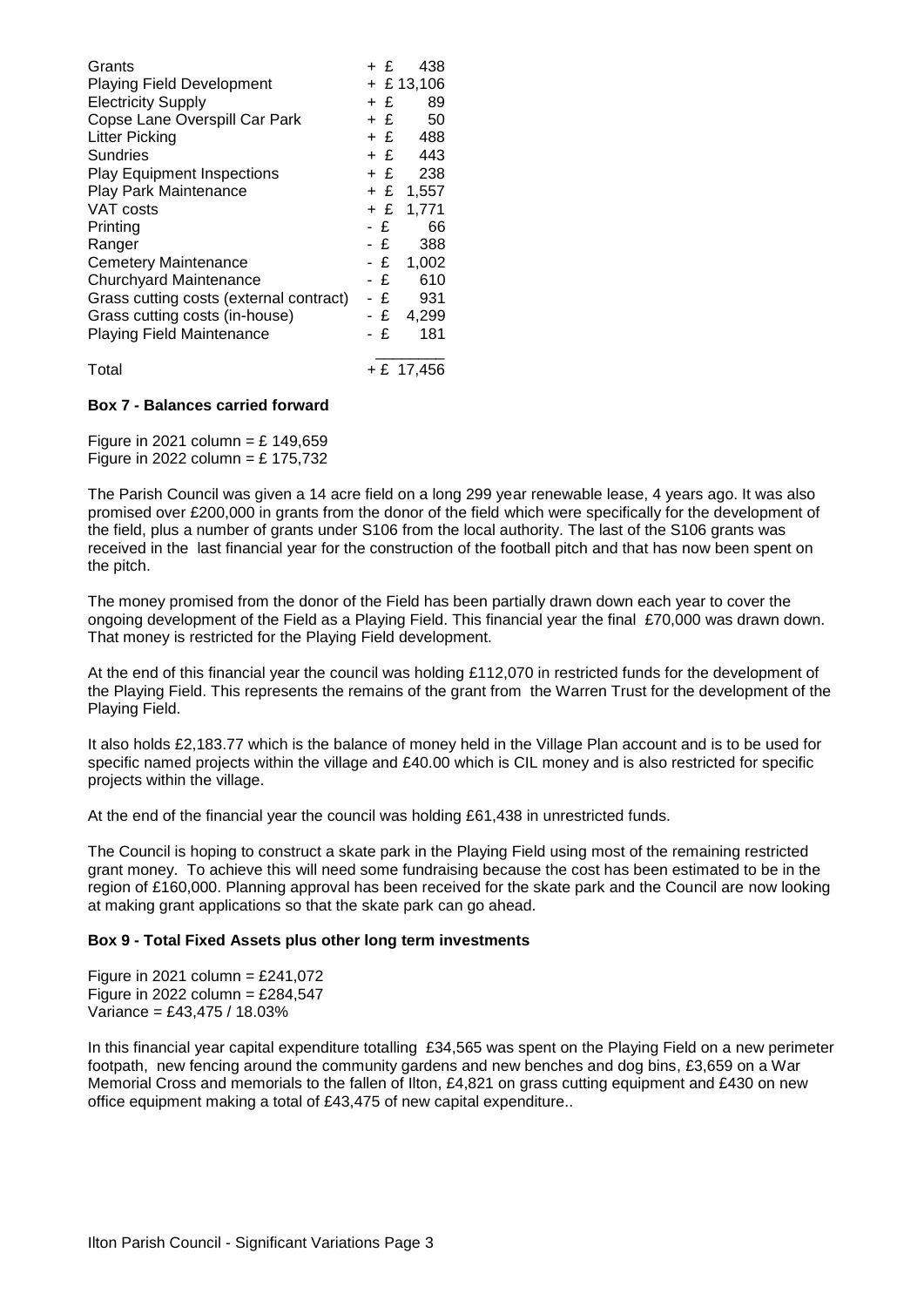| | |
|---|---|
| Grants | + £ 438 |
| Playing Field Development | + £ 13,106 |
| Electricity Supply | + £ 89 |
| Copse Lane Overspill Car Park | + £ 50 |
| Litter Picking | + £ 488 |
| Sundries | + £ 443 |
| Play Equipment Inspections | + £ 238 |
| Play Park Maintenance | + £ 1,557 |
| VAT costs | + £ 1,771 |
| Printing | - £ 66 |
| Ranger | - £ 388 |
| Cemetery Maintenance | - £ 1,002 |
| Churchyard Maintenance | - £ 610 |
| Grass cutting costs (external contract) | - £ 931 |
| Grass cutting costs (in-house) | - £ 4,299 |
| Playing Field Maintenance | - £ 181 |
| Total | + £ 17,456 |

**Box 7 - Balances carried forward**

Figure in 2021 column = £ 149,659
Figure in 2022 column = £ 175,732

The Parish Council was given a 14 acre field on a long 299 year renewable lease, 4 years ago. It was also promised over £200,000 in grants from the donor of the field which were specifically for the development of the field, plus a number of grants under S106 from the local authority. The last of the S106 grants was received in the last financial year for the construction of the football pitch and that has now been spent on the pitch.

The money promised from the donor of the Field has been partially drawn down each year to cover the ongoing development of the Field as a Playing Field. This financial year the final £70,000 was drawn down. That money is restricted for the Playing Field development.

At the end of this financial year the council was holding £112,070 in restricted funds for the development of the Playing Field. This represents the remains of the grant from the Warren Trust for the development of the Playing Field.

It also holds £2,183.77 which is the balance of money held in the Village Plan account and is to be used for specific named projects within the village and £40.00 which is CIL money and is also restricted for specific projects within the village.

At the end of the financial year the council was holding £61,438 in unrestricted funds.

The Council is hoping to construct a skate park in the Playing Field using most of the remaining restricted grant money. To achieve this will need some fundraising because the cost has been estimated to be in the region of £160,000. Planning approval has been received for the skate park and the Council are now looking at making grant applications so that the skate park can go ahead.

**Box 9 - Total Fixed Assets plus other long term investments**

Figure in 2021 column = £241,072
Figure in 2022 column = £284,547
Variance = £43,475 / 18.03%

In this financial year capital expenditure totalling £34,565 was spent on the Playing Field on a new perimeter footpath, new fencing around the community gardens and new benches and dog bins, £3,659 on a War Memorial Cross and memorials to the fallen of Ilton, £4,821 on grass cutting equipment and £430 on new office equipment making a total of £43,475 of new capital expenditure..